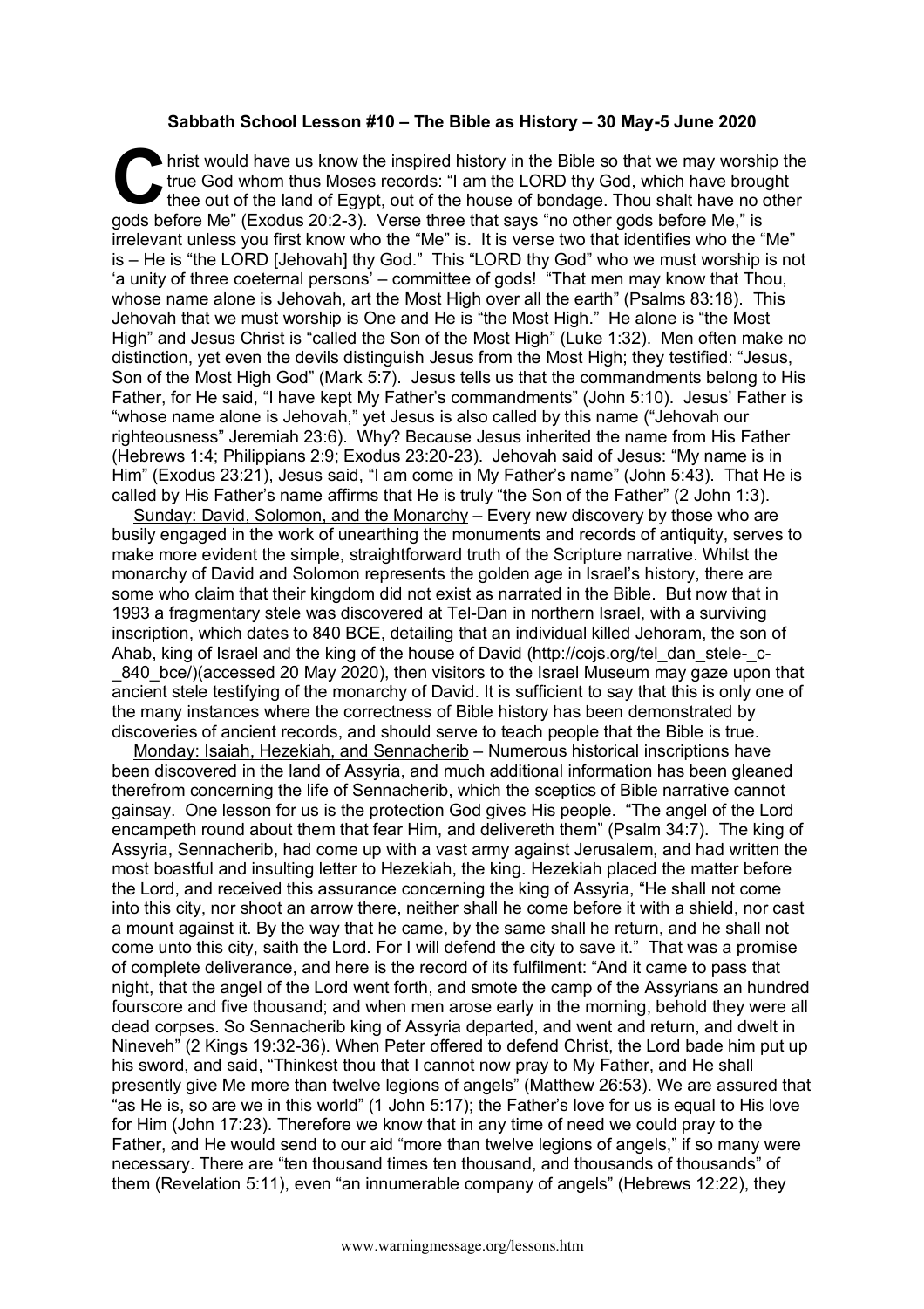**Sabbath School Lesson #10 – The Bible as History – 30 May-5 June 2020**

Christ would have us know the inspired history in the Bible so that we may worship the true God whom thus Moses records: "I am the LORD thy God, which have brought thee out of the land of Egypt, out of the house of bondage. Thou shalt have no other gods before Me" (Exodus 20:2-3). Verse three that says "no other gods before Me," is irrelevant unless you first know who the "Me" is. It is verse two that identifies who the "Me" is – He is "the LORD [Jehovah] thy God." This "LORD thy God" who we must worship is not 'a unity of three coeternal persons' – committee of gods! "That men may know that Thou, whose name alone is Jehovah, art the Most High over all the earth" (Psalms 83:18). This Jehovah that we must worship is One and He is "the Most High." He alone is "the Most High" and Jesus Christ is "called the Son of the Most High" (Luke 1:32). Men often make no distinction, yet even the devils distinguish Jesus from the Most High; they testified: "Jesus, Son of the Most High God" (Mark 5:7). Jesus tells us that the commandments belong to His Father, for He said, "I have kept My Father's commandments" (John 5:10). Jesus' Father is "whose name alone is Jehovah," yet Jesus is also called by this name ("Jehovah our righteousness" Jeremiah 23:6). Why? Because Jesus inherited the name from His Father (Hebrews 1:4; Philippians 2:9; Exodus 23:20-23). Jehovah said of Jesus: "My name is in Him" (Exodus 23:21), Jesus said, "I am come in My Father's name" (John 5:43). That He is called by His Father's name affirms that He is truly "the Son of the Father" (2 John 1:3).

<u>Sunday: David, Solomon, and the Monarchy</u> – Every new discovery by those who are busily engaged in the work of unearthing the monuments and records of antiquity, serves to make more evident the simple, straightforward truth of the Scripture narrative. Whilst the monarchy of David and Solomon represents the golden age in Israel's history, there are some who claim that their kingdom did not exist as narrated in the Bible. But now that in 1993 a fragmentary stele was discovered at Tel-Dan in northern Israel, with a surviving inscription, which dates to 840 BCE, detailing that an individual killed Jehoram, the son of Ahab, king of Israel and the king of the house of David (http://cojs.org/tel_dan_stele-_c-_840_bce/)(accessed 20 May 2020), then visitors to the Israel Museum may gaze upon that ancient stele testifying of the monarchy of David. It is sufficient to say that this is only one of the many instances where the correctness of Bible history has been demonstrated by discoveries of ancient records, and should serve to teach people that the Bible is true.

<u>Monday: Isaiah, Hezekiah, and Sennacherib</u> – Numerous historical inscriptions have been discovered in the land of Assyria, and much additional information has been gleaned therefrom concerning the life of Sennacherib, which the sceptics of Bible narrative cannot gainsay. One lesson for us is the protection God gives His people. "The angel of the Lord encampeth round about them that fear Him, and delivereth them" (Psalm 34:7). The king of Assyria, Sennacherib, had come up with a vast army against Jerusalem, and had written the most boastful and insulting letter to Hezekiah, the king. Hezekiah placed the matter before the Lord, and received this assurance concerning the king of Assyria, "He shall not come into this city, nor shoot an arrow there, neither shall he come before it with a shield, nor cast a mount against it. By the way that he came, by the same shall he return, and he shall not come unto this city, saith the Lord. For I will defend the city to save it." That was a promise of complete deliverance, and here is the record of its fulfilment: "And it came to pass that night, that the angel of the Lord went forth, and smote the camp of the Assyrians an hundred fourscore and five thousand; and when men arose early in the morning, behold they were all dead corpses. So Sennacherib king of Assyria departed, and went and return, and dwelt in Nineveh" (2 Kings 19:32-36). When Peter offered to defend Christ, the Lord bade him put up his sword, and said, "Thinkest thou that I cannot now pray to My Father, and He shall presently give Me more than twelve legions of angels" (Matthew 26:53). We are assured that "as He is, so are we in this world" (1 John 5:17); the Father's love for us is equal to His love for Him (John 17:23). Therefore we know that in any time of need we could pray to the Father, and He would send to our aid "more than twelve legions of angels," if so many were necessary. There are "ten thousand times ten thousand, and thousands of thousands" of them (Revelation 5:11), even "an innumerable company of angels" (Hebrews 12:22), they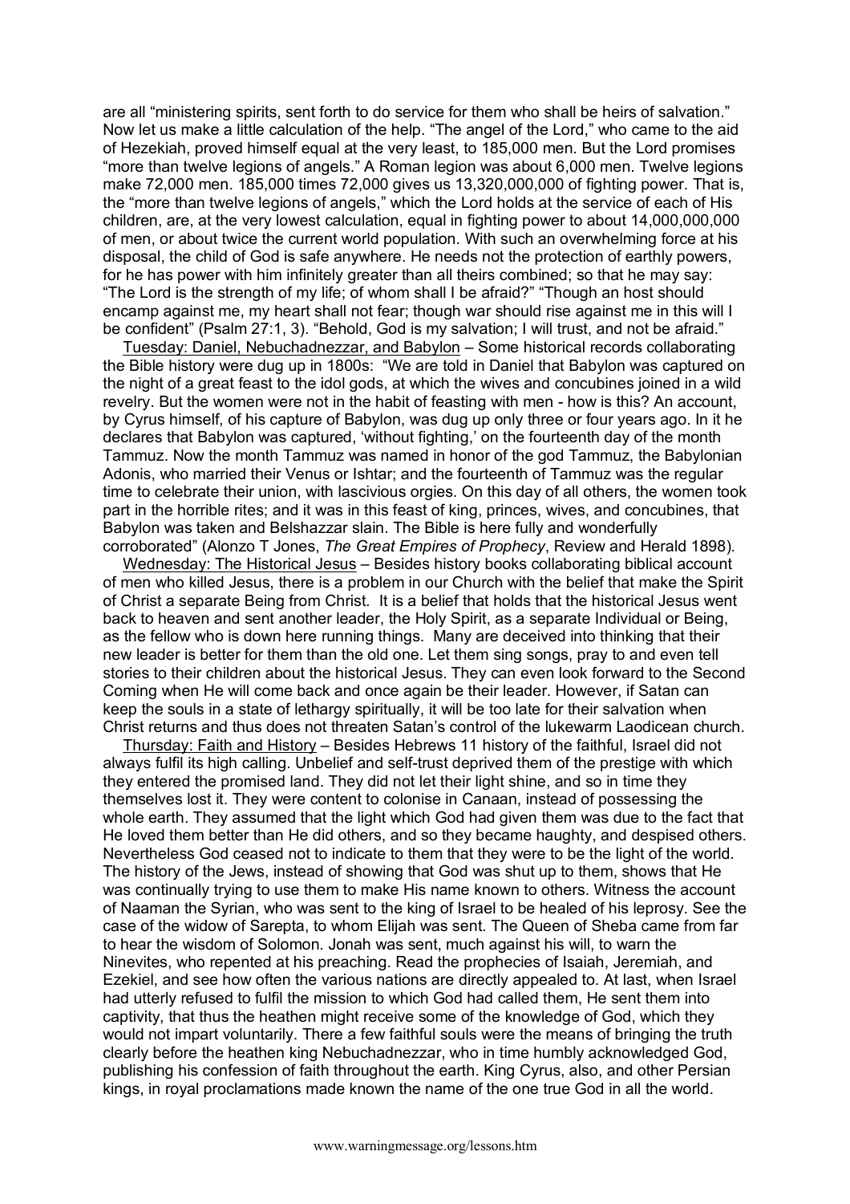are all "ministering spirits, sent forth to do service for them who shall be heirs of salvation." Now let us make a little calculation of the help. "The angel of the Lord," who came to the aid of Hezekiah, proved himself equal at the very least, to 185,000 men. But the Lord promises "more than twelve legions of angels." A Roman legion was about 6,000 men. Twelve legions make 72,000 men. 185,000 times 72,000 gives us 13,320,000,000 of fighting power. That is, the "more than twelve legions of angels," which the Lord holds at the service of each of His children, are, at the very lowest calculation, equal in fighting power to about 14,000,000,000 of men, or about twice the current world population. With such an overwhelming force at his disposal, the child of God is safe anywhere. He needs not the protection of earthly powers, for he has power with him infinitely greater than all theirs combined; so that he may say: "The Lord is the strength of my life; of whom shall I be afraid?" "Though an host should encamp against me, my heart shall not fear; though war should rise against me in this will I be confident" (Psalm 27:1, 3). "Behold, God is my salvation; I will trust, and not be afraid."

Tuesday: Daniel, Nebuchadnezzar, and Babylon – Some historical records collaborating the Bible history were dug up in 1800s: "We are told in Daniel that Babylon was captured on the night of a great feast to the idol gods, at which the wives and concubines joined in a wild revelry. But the women were not in the habit of feasting with men - how is this? An account, by Cyrus himself, of his capture of Babylon, was dug up only three or four years ago. In it he declares that Babylon was captured, 'without fighting,' on the fourteenth day of the month Tammuz. Now the month Tammuz was named in honor of the god Tammuz, the Babylonian Adonis, who married their Venus or Ishtar; and the fourteenth of Tammuz was the regular time to celebrate their union, with lascivious orgies. On this day of all others, the women took part in the horrible rites; and it was in this feast of king, princes, wives, and concubines, that Babylon was taken and Belshazzar slain. The Bible is here fully and wonderfully corroborated" (Alonzo T Jones, *The Great Empires of Prophecy*, Review and Herald 1898).

Wednesday: The Historical Jesus – Besides history books collaborating biblical account of men who killed Jesus, there is a problem in our Church with the belief that make the Spirit of Christ a separate Being from Christ. It is a belief that holds that the historical Jesus went back to heaven and sent another leader, the Holy Spirit, as a separate Individual or Being, as the fellow who is down here running things. Many are deceived into thinking that their new leader is better for them than the old one. Let them sing songs, pray to and even tell stories to their children about the historical Jesus. They can even look forward to the Second Coming when He will come back and once again be their leader. However, if Satan can keep the souls in a state of lethargy spiritually, it will be too late for their salvation when Christ returns and thus does not threaten Satan's control of the lukewarm Laodicean church.

Thursday: Faith and History – Besides Hebrews 11 history of the faithful, Israel did not always fulfil its high calling. Unbelief and self-trust deprived them of the prestige with which they entered the promised land. They did not let their light shine, and so in time they themselves lost it. They were content to colonise in Canaan, instead of possessing the whole earth. They assumed that the light which God had given them was due to the fact that He loved them better than He did others, and so they became haughty, and despised others. Nevertheless God ceased not to indicate to them that they were to be the light of the world. The history of the Jews, instead of showing that God was shut up to them, shows that He was continually trying to use them to make His name known to others. Witness the account of Naaman the Syrian, who was sent to the king of Israel to be healed of his leprosy. See the case of the widow of Sarepta, to whom Elijah was sent. The Queen of Sheba came from far to hear the wisdom of Solomon. Jonah was sent, much against his will, to warn the Ninevites, who repented at his preaching. Read the prophecies of Isaiah, Jeremiah, and Ezekiel, and see how often the various nations are directly appealed to. At last, when Israel had utterly refused to fulfil the mission to which God had called them, He sent them into captivity, that thus the heathen might receive some of the knowledge of God, which they would not impart voluntarily. There a few faithful souls were the means of bringing the truth clearly before the heathen king Nebuchadnezzar, who in time humbly acknowledged God, publishing his confession of faith throughout the earth. King Cyrus, also, and other Persian kings, in royal proclamations made known the name of the one true God in all the world.